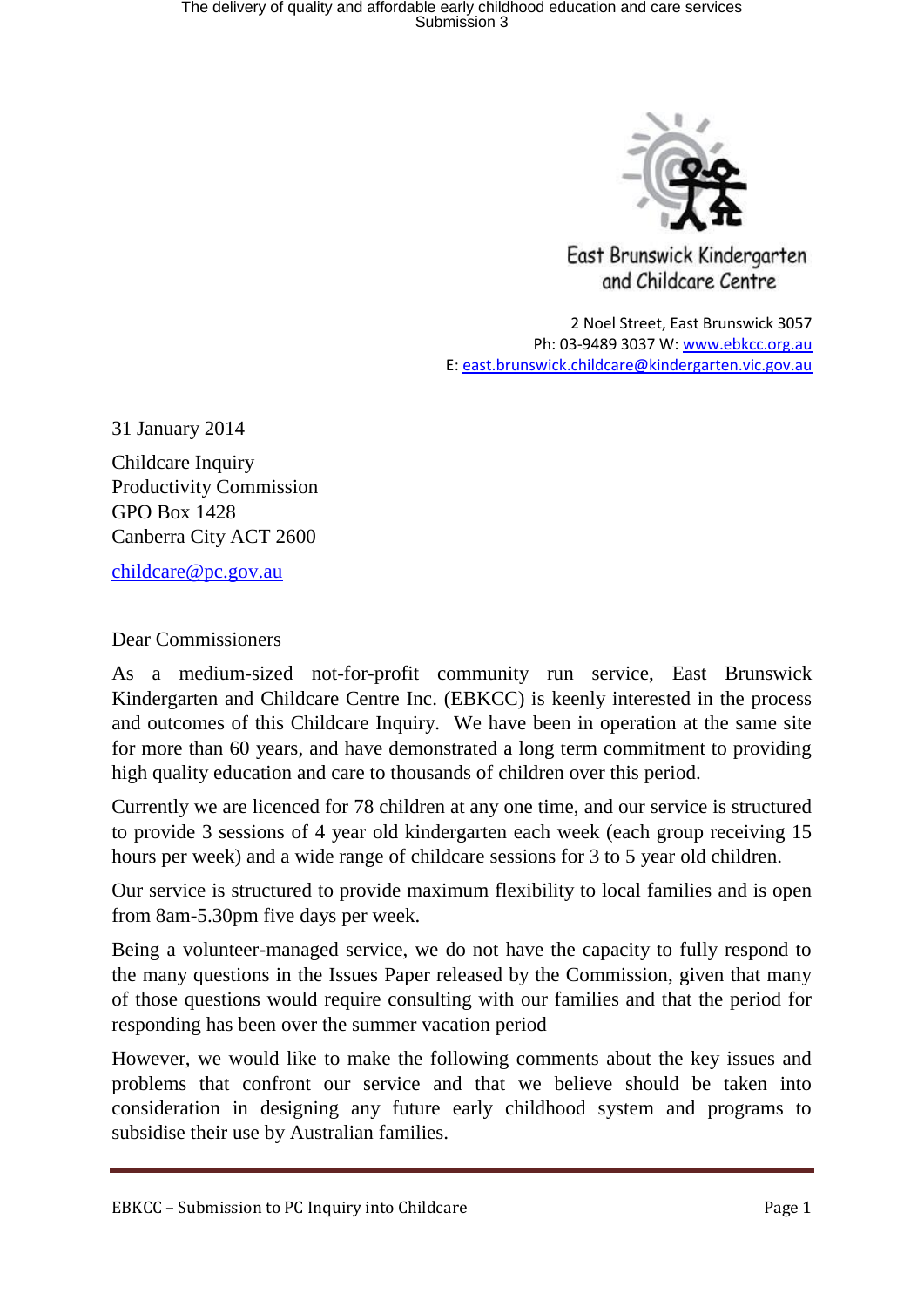East Brunswick Kindergarten and Childcare Centre

2 Noel Street, East Brunswick 3057
Ph: 03-9489 3037 W: www.ebkcc.org.au
E: east.brunswick.childcare@kindergarten.vic.gov.au

31 January 2014

Childcare Inquiry
Productivity Commission
GPO Box 1428
Canberra City ACT 2600

childcare@pc.gov.au

Dear Commissioners

As a medium-sized not-for-profit community run service, East Brunswick Kindergarten and Childcare Centre Inc. (EBKCC) is keenly interested in the process and outcomes of this Childcare Inquiry. We have been in operation at the same site for more than 60 years, and have demonstrated a long term commitment to providing high quality education and care to thousands of children over this period.

Currently we are licenced for 78 children at any one time, and our service is structured to provide 3 sessions of 4 year old kindergarten each week (each group receiving 15 hours per week) and a wide range of childcare sessions for 3 to 5 year old children.

Our service is structured to provide maximum flexibility to local families and is open from 8am-5.30pm five days per week.

Being a volunteer-managed service, we do not have the capacity to fully respond to the many questions in the Issues Paper released by the Commission, given that many of those questions would require consulting with our families and that the period for responding has been over the summer vacation period

However, we would like to make the following comments about the key issues and problems that confront our service and that we believe should be taken into consideration in designing any future early childhood system and programs to subsidise their use by Australian families.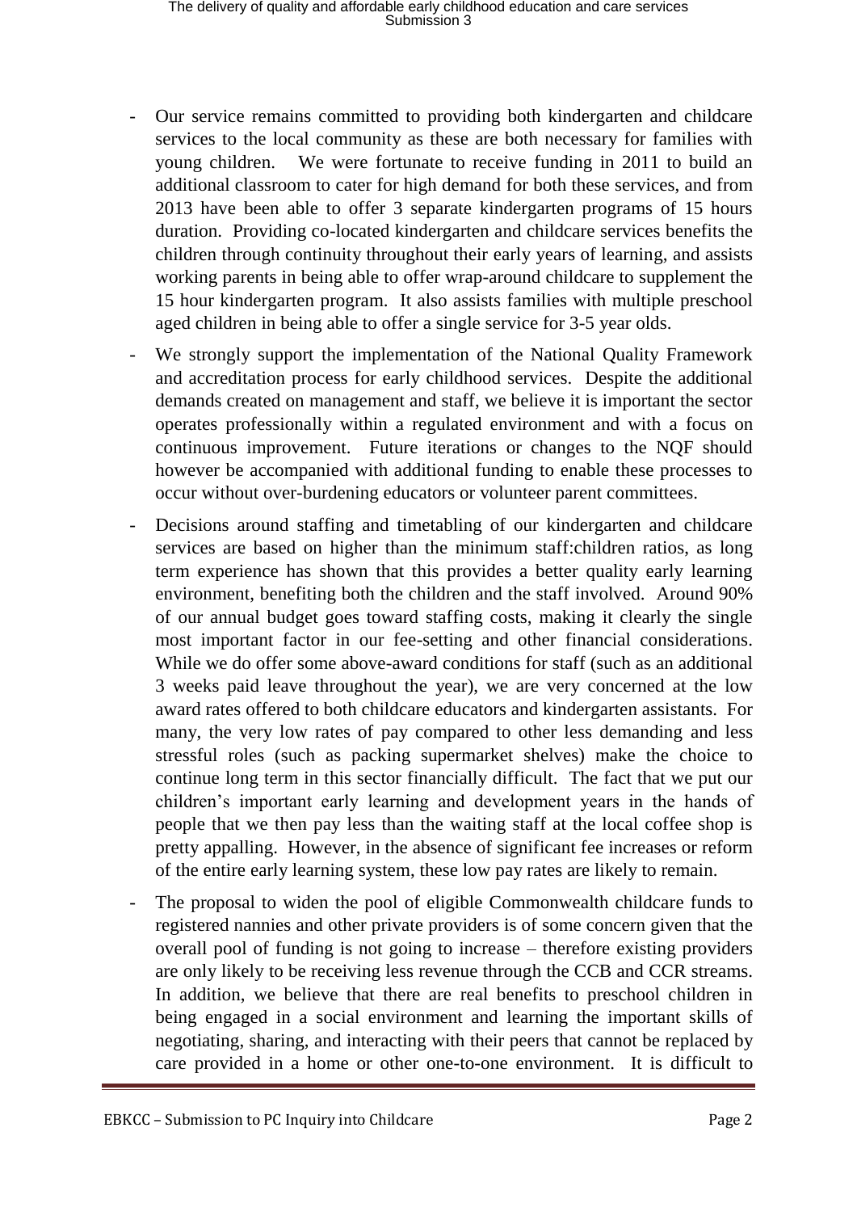- Our service remains committed to providing both kindergarten and childcare services to the local community as these are both necessary for families with young children. We were fortunate to receive funding in 2011 to build an additional classroom to cater for high demand for both these services, and from 2013 have been able to offer 3 separate kindergarten programs of 15 hours duration. Providing co-located kindergarten and childcare services benefits the children through continuity throughout their early years of learning, and assists working parents in being able to offer wrap-around childcare to supplement the 15 hour kindergarten program. It also assists families with multiple preschool aged children in being able to offer a single service for 3-5 year olds.
- We strongly support the implementation of the National Quality Framework and accreditation process for early childhood services. Despite the additional demands created on management and staff, we believe it is important the sector operates professionally within a regulated environment and with a focus on continuous improvement. Future iterations or changes to the NQF should however be accompanied with additional funding to enable these processes to occur without over-burdening educators or volunteer parent committees.
- Decisions around staffing and timetabling of our kindergarten and childcare services are based on higher than the minimum staff:children ratios, as long term experience has shown that this provides a better quality early learning environment, benefiting both the children and the staff involved. Around 90% of our annual budget goes toward staffing costs, making it clearly the single most important factor in our fee-setting and other financial considerations. While we do offer some above-award conditions for staff (such as an additional 3 weeks paid leave throughout the year), we are very concerned at the low award rates offered to both childcare educators and kindergarten assistants. For many, the very low rates of pay compared to other less demanding and less stressful roles (such as packing supermarket shelves) make the choice to continue long term in this sector financially difficult. The fact that we put our children's important early learning and development years in the hands of people that we then pay less than the waiting staff at the local coffee shop is pretty appalling. However, in the absence of significant fee increases or reform of the entire early learning system, these low pay rates are likely to remain.
- The proposal to widen the pool of eligible Commonwealth childcare funds to registered nannies and other private providers is of some concern given that the overall pool of funding is not going to increase – therefore existing providers are only likely to be receiving less revenue through the CCB and CCR streams. In addition, we believe that there are real benefits to preschool children in being engaged in a social environment and learning the important skills of negotiating, sharing, and interacting with their peers that cannot be replaced by care provided in a home or other one-to-one environment. It is difficult to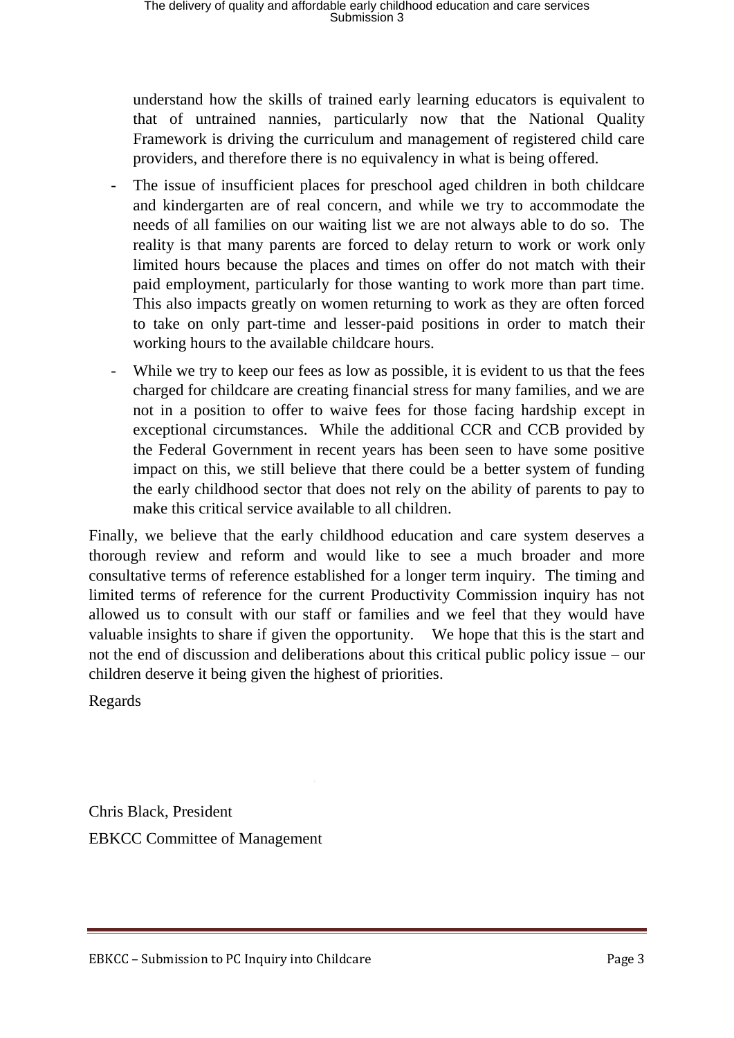understand how the skills of trained early learning educators is equivalent to that of untrained nannies, particularly now that the National Quality Framework is driving the curriculum and management of registered child care providers, and therefore there is no equivalency in what is being offered.

- The issue of insufficient places for preschool aged children in both childcare and kindergarten are of real concern, and while we try to accommodate the needs of all families on our waiting list we are not always able to do so. The reality is that many parents are forced to delay return to work or work only limited hours because the places and times on offer do not match with their paid employment, particularly for those wanting to work more than part time. This also impacts greatly on women returning to work as they are often forced to take on only part-time and lesser-paid positions in order to match their working hours to the available childcare hours.
- While we try to keep our fees as low as possible, it is evident to us that the fees charged for childcare are creating financial stress for many families, and we are not in a position to offer to waive fees for those facing hardship except in exceptional circumstances. While the additional CCR and CCB provided by the Federal Government in recent years has been seen to have some positive impact on this, we still believe that there could be a better system of funding the early childhood sector that does not rely on the ability of parents to pay to make this critical service available to all children.

Finally, we believe that the early childhood education and care system deserves a thorough review and reform and would like to see a much broader and more consultative terms of reference established for a longer term inquiry. The timing and limited terms of reference for the current Productivity Commission inquiry has not allowed us to consult with our staff or families and we feel that they would have valuable insights to share if given the opportunity. We hope that this is the start and not the end of discussion and deliberations about this critical public policy issue – our children deserve it being given the highest of priorities.

Regards

Chris Black, President

EBKCC Committee of Management